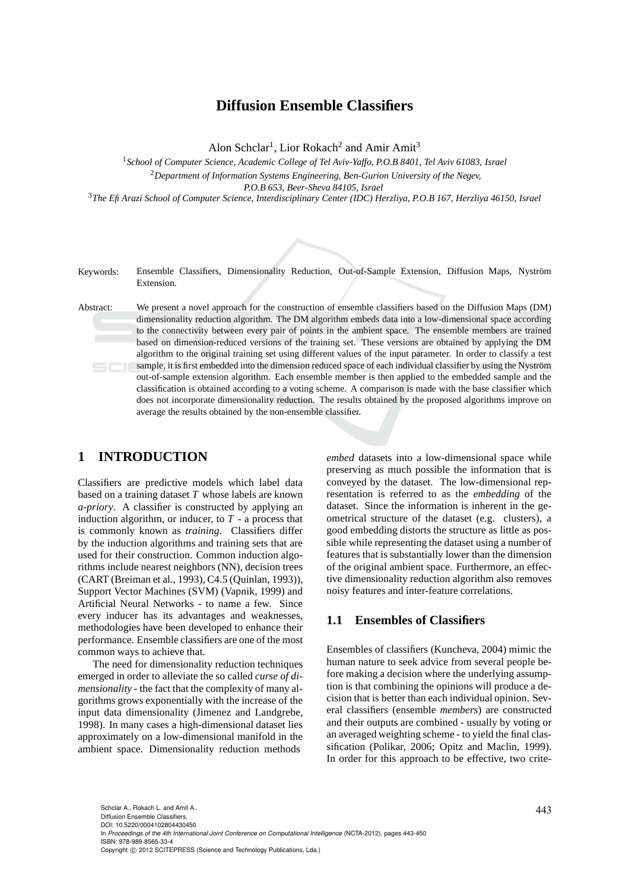# Diffusion Ensemble Classifiers

Alon Schclar[1], Lior Rokach[2] and Amir Amit[3]

[1]*School of Computer Science, Academic College of Tel Aviv-Yaffo, P.O.B 8401, Tel Aviv 61083, Israel*

[2]*Department of Information Systems Engineering, Ben-Gurion University of the Negev, P.O.B 653, Beer-Sheva 84105, Israel*

[3]*The Efi Arazi School of Computer Science, Interdisciplinary Center (IDC) Herzliya, P.O.B 167, Herzliya 46150, Israel*

Keywords: Ensemble Classifiers, Dimensionality Reduction, Out-of-Sample Extension, Diffusion Maps, Nyström Extension.

Abstract: We present a novel approach for the construction of ensemble classifiers based on the Diffusion Maps (DM) dimensionality reduction algorithm. The DM algorithm embeds data into a low-dimensional space according to the connectivity between every pair of points in the ambient space. The ensemble members are trained based on dimension-reduced versions of the training set. These versions are obtained by applying the DM algorithm to the original training set using different values of the input parameter. In order to classify a test sample, it is first embedded into the dimension reduced space of each individual classifier by using the Nyström out-of-sample extension algorithm. Each ensemble member is then applied to the embedded sample and the classification is obtained according to a voting scheme. A comparison is made with the base classifier which does not incorporate dimensionality reduction. The results obtained by the proposed algorithms improve on average the results obtained by the non-ensemble classifier.

## 1 INTRODUCTION

Classifiers are predictive models which label data based on a training dataset $T$ whose labels are known *a-priory*. A classifier is constructed by applying an induction algorithm, or inducer, to $T$ - a process that is commonly known as *training*. Classifiers differ by the induction algorithms and training sets that are used for their construction. Common induction algorithms include nearest neighbors (NN), decision trees (CART (Breiman et al., 1993), C4.5 (Quinlan, 1993)), Support Vector Machines (SVM) (Vapnik, 1999) and Artificial Neural Networks - to name a few. Since every inducer has its advantages and weaknesses, methodologies have been developed to enhance their performance. Ensemble classifiers are one of the most common ways to achieve that.

The need for dimensionality reduction techniques emerged in order to alleviate the so called *curse of dimensionality* - the fact that the complexity of many algorithms grows exponentially with the increase of the input data dimensionality (Jimenez and Landgrebe, 1998). In many cases a high-dimensional dataset lies approximately on a low-dimensional manifold in the ambient space. Dimensionality reduction methods *embed* datasets into a low-dimensional space while preserving as much possible the information that is conveyed by the dataset. The low-dimensional representation is referred to as the *embedding* of the dataset. Since the information is inherent in the geometrical structure of the dataset (e.g. clusters), a good embedding distorts the structure as little as possible while representing the dataset using a number of features that is substantially lower than the dimension of the original ambient space. Furthermore, an effective dimensionality reduction algorithm also removes noisy features and inter-feature correlations.

### 1.1 Ensembles of Classifiers

Ensembles of classifiers (Kuncheva, 2004) mimic the human nature to seek advice from several people before making a decision where the underlying assumption is that combining the opinions will produce a decision that is better than each individual opinion. Several classifiers (ensemble *members*) are constructed and their outputs are combined - usually by voting or an averaged weighting scheme - to yield the final classification (Polikar, 2006; Opitz and Maclin, 1999). In order for this approach to be effective, two crite-

Schclar A., Rokach L. and Amit A..
Diffusion Ensemble Classifiers.
DOI: 10.5220/0004102804430450
In *Proceedings of the 4th International Joint Conference on Computational Intelligence* (NCTA-2012), pages 443-450
ISBN: 978-989-8565-33-4
Copyright © 2012 SCITEPRESS (Science and Technology Publications, Lda.)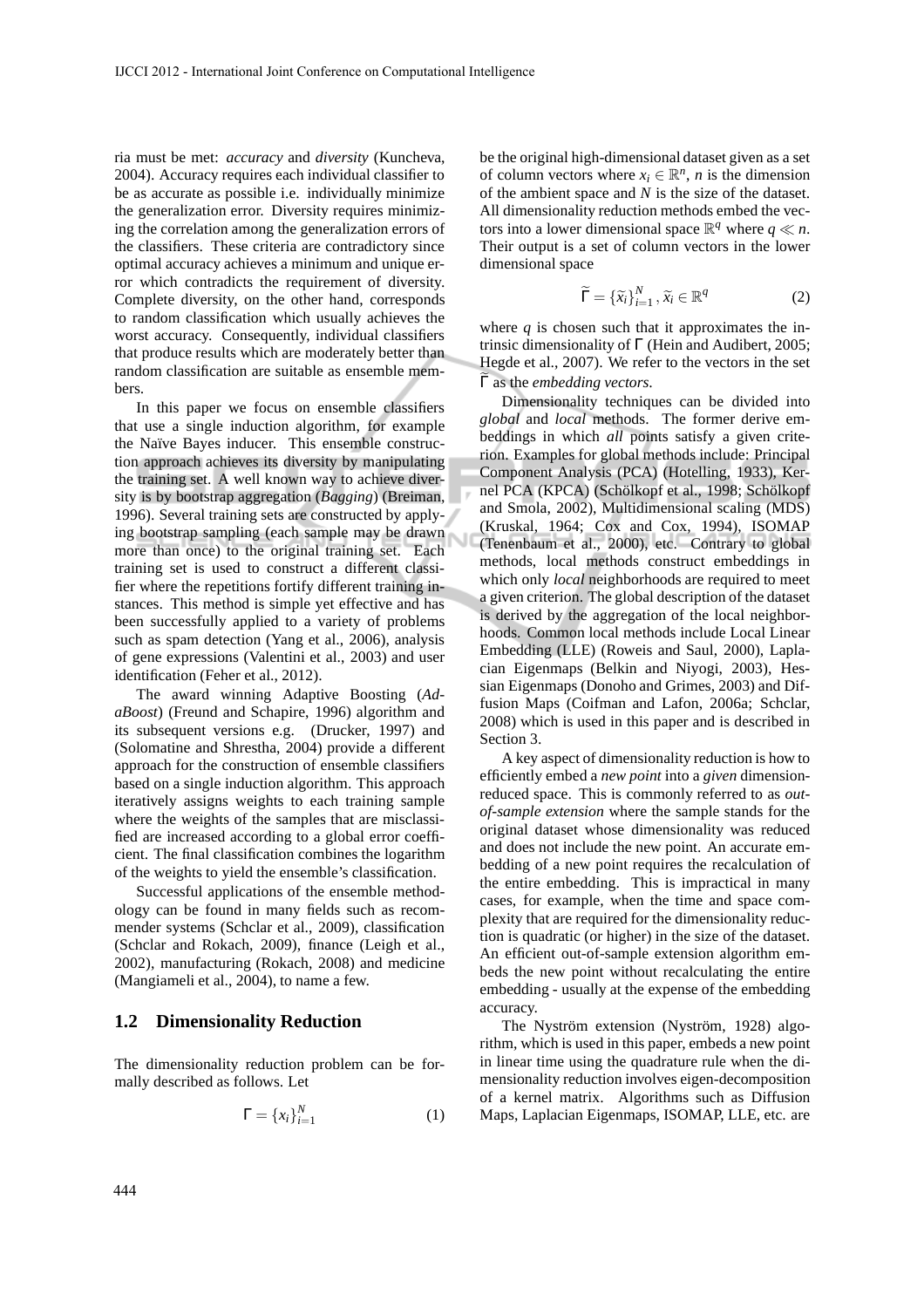ria must be met: *accuracy* and *diversity* (Kuncheva, 2004). Accuracy requires each individual classifier to be as accurate as possible i.e. individually minimize the generalization error. Diversity requires minimizing the correlation among the generalization errors of the classifiers. These criteria are contradictory since optimal accuracy achieves a minimum and unique error which contradicts the requirement of diversity. Complete diversity, on the other hand, corresponds to random classification which usually achieves the worst accuracy. Consequently, individual classifiers that produce results which are moderately better than random classification are suitable as ensemble members.

In this paper we focus on ensemble classifiers that use a single induction algorithm, for example the Naïve Bayes inducer. This ensemble construction approach achieves its diversity by manipulating the training set. A well known way to achieve diversity is by bootstrap aggregation (*Bagging*) (Breiman, 1996). Several training sets are constructed by applying bootstrap sampling (each sample may be drawn more than once) to the original training set. Each training set is used to construct a different classifier where the repetitions fortify different training instances. This method is simple yet effective and has been successfully applied to a variety of problems such as spam detection (Yang et al., 2006), analysis of gene expressions (Valentini et al., 2003) and user identification (Feher et al., 2012).

The award winning Adaptive Boosting (*AdaBoost*) (Freund and Schapire, 1996) algorithm and its subsequent versions e.g. (Drucker, 1997) and (Solomatine and Shrestha, 2004) provide a different approach for the construction of ensemble classifiers based on a single induction algorithm. This approach iteratively assigns weights to each training sample where the weights of the samples that are misclassified are increased according to a global error coefficient. The final classification combines the logarithm of the weights to yield the ensemble's classification.

Successful applications of the ensemble methodology can be found in many fields such as recommender systems (Schclar et al., 2009), classification (Schclar and Rokach, 2009), finance (Leigh et al., 2002), manufacturing (Rokach, 2008) and medicine (Mangiameli et al., 2004), to name a few.

## 1.2 Dimensionality Reduction

The dimensionality reduction problem can be formally described as follows. Let

$$\Gamma = \{x_i\}_{i=1}^{N} \tag{1}$$

be the original high-dimensional dataset given as a set of column vectors where $x_i \in \mathbb{R}^n$, $n$ is the dimension of the ambient space and $N$ is the size of the dataset. All dimensionality reduction methods embed the vectors into a lower dimensional space $\mathbb{R}^q$ where $q \ll n$. Their output is a set of column vectors in the lower dimensional space

$$\widetilde{\Gamma} = \{\widetilde{x}_i\}_{i=1}^{N}, \widetilde{x}_i \in \mathbb{R}^q \tag{2}$$

where $q$ is chosen such that it approximates the intrinsic dimensionality of $\Gamma$ (Hein and Audibert, 2005; Hegde et al., 2007). We refer to the vectors in the set $\widetilde{\Gamma}$ as the *embedding vectors*.

Dimensionality techniques can be divided into *global* and *local* methods. The former derive embeddings in which *all* points satisfy a given criterion. Examples for global methods include: Principal Component Analysis (PCA) (Hotelling, 1933), Kernel PCA (KPCA) (Schölkopf et al., 1998; Schölkopf and Smola, 2002), Multidimensional scaling (MDS) (Kruskal, 1964; Cox and Cox, 1994), ISOMAP (Tenenbaum et al., 2000), etc. Contrary to global methods, local methods construct embeddings in which only *local* neighborhoods are required to meet a given criterion. The global description of the dataset is derived by the aggregation of the local neighborhoods. Common local methods include Local Linear Embedding (LLE) (Roweis and Saul, 2000), Laplacian Eigenmaps (Belkin and Niyogi, 2003), Hessian Eigenmaps (Donoho and Grimes, 2003) and Diffusion Maps (Coifman and Lafon, 2006a; Schclar, 2008) which is used in this paper and is described in Section 3.

A key aspect of dimensionality reduction is how to efficiently embed a *new point* into a *given* dimension-reduced space. This is commonly referred to as *out-of-sample extension* where the sample stands for the original dataset whose dimensionality was reduced and does not include the new point. An accurate embedding of a new point requires the recalculation of the entire embedding. This is impractical in many cases, for example, when the time and space complexity that are required for the dimensionality reduction is quadratic (or higher) in the size of the dataset. An efficient out-of-sample extension algorithm embeds the new point without recalculating the entire embedding - usually at the expense of the embedding accuracy.

The Nyström extension (Nyström, 1928) algorithm, which is used in this paper, embeds a new point in linear time using the quadrature rule when the dimensionality reduction involves eigen-decomposition of a kernel matrix. Algorithms such as Diffusion Maps, Laplacian Eigenmaps, ISOMAP, LLE, etc. are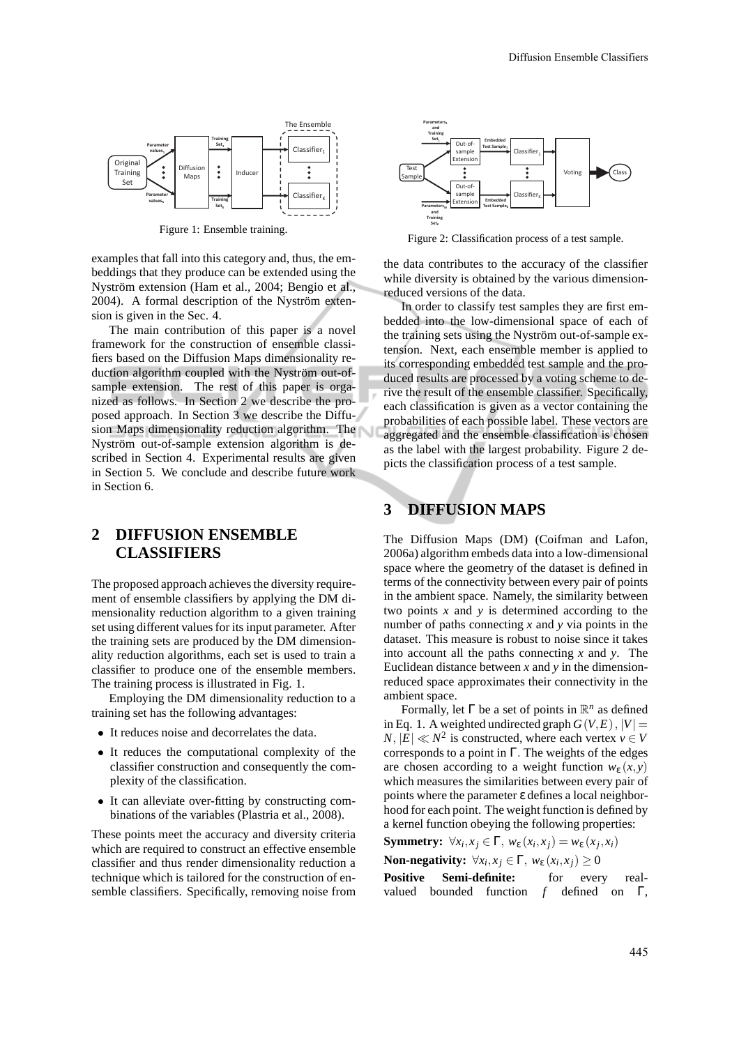Figure 1: Ensemble training.

Figure 2: Classification process of a test sample.

examples that fall into this category and, thus, the embeddings that they produce can be extended using the Nyström extension (Ham et al., 2004; Bengio et al., 2004). A formal description of the Nyström extension is given in the Sec. 4.

The main contribution of this paper is a novel framework for the construction of ensemble classifiers based on the Diffusion Maps dimensionality reduction algorithm coupled with the Nyström out-of-sample extension. The rest of this paper is organized as follows. In Section 2 we describe the proposed approach. In Section 3 we describe the Diffusion Maps dimensionality reduction algorithm. The Nyström out-of-sample extension algorithm is described in Section 4. Experimental results are given in Section 5. We conclude and describe future work in Section 6.

## 2 DIFFUSION ENSEMBLE CLASSIFIERS

The proposed approach achieves the diversity requirement of ensemble classifiers by applying the DM dimensionality reduction algorithm to a given training set using different values for its input parameter. After the training sets are produced by the DM dimensionality reduction algorithms, each set is used to train a classifier to produce one of the ensemble members. The training process is illustrated in Fig. 1.

Employing the DM dimensionality reduction to a training set has the following advantages:

- It reduces noise and decorrelates the data.
- It reduces the computational complexity of the classifier construction and consequently the complexity of the classification.
- It can alleviate over-fitting by constructing combinations of the variables (Plastria et al., 2008).

These points meet the accuracy and diversity criteria which are required to construct an effective ensemble classifier and thus render dimensionality reduction a technique which is tailored for the construction of ensemble classifiers. Specifically, removing noise from the data contributes to the accuracy of the classifier while diversity is obtained by the various dimension-reduced versions of the data.

In order to classify test samples they are first embedded into the low-dimensional space of each of the training sets using the Nyström out-of-sample extension. Next, each ensemble member is applied to its corresponding embedded test sample and the produced results are processed by a voting scheme to derive the result of the ensemble classifier. Specifically, each classification is given as a vector containing the probabilities of each possible label. These vectors are aggregated and the ensemble classification is chosen as the label with the largest probability. Figure 2 depicts the classification process of a test sample.

## 3 DIFFUSION MAPS

The Diffusion Maps (DM) (Coifman and Lafon, 2006a) algorithm embeds data into a low-dimensional space where the geometry of the dataset is defined in terms of the connectivity between every pair of points in the ambient space. Namely, the similarity between two points $x$ and $y$ is determined according to the number of paths connecting $x$ and $y$ via points in the dataset. This measure is robust to noise since it takes into account all the paths connecting $x$ and $y$. The Euclidean distance between $x$ and $y$ in the dimension-reduced space approximates their connectivity in the ambient space.

Formally, let $\Gamma$ be a set of points in $\mathbb{R}^n$ as defined in Eq. 1. A weighted undirected graph $G(V,E)$, $|V| = N$, $|E| \ll N^2$ is constructed, where each vertex $v \in V$ corresponds to a point in $\Gamma$. The weights of the edges are chosen according to a weight function $w_\varepsilon(x,y)$ which measures the similarities between every pair of points where the parameter $\varepsilon$ defines a local neighborhood for each point. The weight function is defined by a kernel function obeying the following properties:

**Symmetry:** $\forall x_i, x_j \in \Gamma,\ w_\varepsilon(x_i,x_j) = w_\varepsilon(x_j,x_i)$

**Non-negativity:** $\forall x_i, x_j \in \Gamma,\ w_\varepsilon(x_i,x_j) \geq 0$

**Positive Semi-definite:** for every real-valued bounded function $f$ defined on $\Gamma$,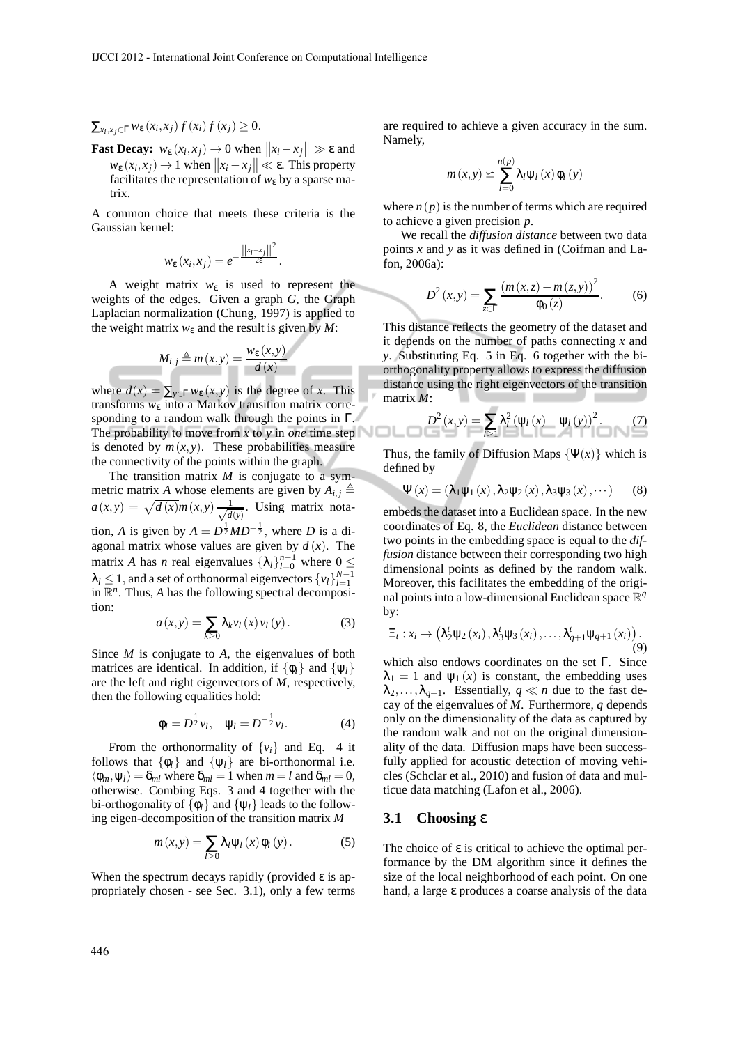$\sum_{x_i, x_j \in \Gamma} w_\varepsilon(x_i, x_j) f(x_i) f(x_j) \geq 0$.

**Fast Decay:** $w_\varepsilon(x_i, x_j) \to 0$ when $\|x_i - x_j\| \gg \varepsilon$ and $w_\varepsilon(x_i, x_j) \to 1$ when $\|x_i - x_j\| \ll \varepsilon$. This property facilitates the representation of $w_\varepsilon$ by a sparse matrix.

A common choice that meets these criteria is the Gaussian kernel:

$$w_\varepsilon(x_i, x_j) = e^{-\frac{\|x_i - x_j\|^2}{2\varepsilon}}.$$

A weight matrix $w_\varepsilon$ is used to represent the weights of the edges. Given a graph $G$, the Graph Laplacian normalization (Chung, 1997) is applied to the weight matrix $w_\varepsilon$ and the result is given by $M$:

$$M_{i,j} \triangleq m(x,y) = \frac{w_\varepsilon(x,y)}{d(x)}$$

where $d(x) = \sum_{y \in \Gamma} w_\varepsilon(x,y)$ is the degree of $x$. This transforms $w_\varepsilon$ into a Markov transition matrix corresponding to a random walk through the points in $\Gamma$. The probability to move from $x$ to $y$ in *one* time step is denoted by $m(x,y)$. These probabilities measure the connectivity of the points within the graph.

The transition matrix $M$ is conjugate to a symmetric matrix $A$ whose elements are given by $A_{i,j} \triangleq a(x,y) = \sqrt{d(x)} m(x,y) \frac{1}{\sqrt{d(y)}}$. Using matrix notation, $A$ is given by $A = D^{\frac{1}{2}} M D^{-\frac{1}{2}}$, where $D$ is a diagonal matrix whose values are given by $d(x)$. The matrix $A$ has $n$ real eigenvalues $\{\lambda_l\}_{l=0}^{n-1}$ where $0 \leq \lambda_l \leq 1$, and a set of orthonormal eigenvectors $\{v_l\}_{l=1}^{N-1}$ in $\mathbb{R}^n$. Thus, $A$ has the following spectral decomposition:

$$a(x,y) = \sum_{k \geq 0} \lambda_k v_l(x) v_l(y). \tag{3}$$

Since $M$ is conjugate to $A$, the eigenvalues of both matrices are identical. In addition, if $\{\phi_l\}$ and $\{\psi_l\}$ are the left and right eigenvectors of $M$, respectively, then the following equalities hold:

$$\phi_l = D^{\frac{1}{2}} v_l, \quad \psi_l = D^{-\frac{1}{2}} v_l. \tag{4}$$

From the orthonormality of $\{v_i\}$ and Eq. 4 it follows that $\{\phi_l\}$ and $\{\psi_l\}$ are bi-orthonormal i.e. $\langle \phi_m, \psi_l \rangle = \delta_{ml}$ where $\delta_{ml} = 1$ when $m = l$ and $\delta_{ml} = 0$, otherwise. Combing Eqs. 3 and 4 together with the bi-orthogonality of $\{\phi_l\}$ and $\{\psi_l\}$ leads to the following eigen-decomposition of the transition matrix $M$

$$m(x,y) = \sum_{l \geq 0} \lambda_l \psi_l(x) \phi_l(y). \tag{5}$$

When the spectrum decays rapidly (provided $\varepsilon$ is appropriately chosen - see Sec. 3.1), only a few terms are required to achieve a given accuracy in the sum. Namely,

$$m(x,y) \backsimeq \sum_{l=0}^{n(p)} \lambda_l \psi_l(x) \phi_l(y)$$

where $n(p)$ is the number of terms which are required to achieve a given precision $p$.

We recall the *diffusion distance* between two data points $x$ and $y$ as it was defined in (Coifman and Lafon, 2006a):

$$D^2(x,y) = \sum_{z \in \Gamma} \frac{(m(x,z) - m(z,y))^2}{\phi_0(z)}. \tag{6}$$

This distance reflects the geometry of the dataset and it depends on the number of paths connecting $x$ and $y$. Substituting Eq. 5 in Eq. 6 together with the biorthogonality property allows to express the diffusion distance using the right eigenvectors of the transition matrix $M$:

$$D^2(x,y) = \sum_{l \geq 1} \lambda_l^2 (\psi_l(x) - \psi_l(y))^2. \tag{7}$$

Thus, the family of Diffusion Maps $\{\Psi(x)\}$ which is defined by

$$\Psi(x) = (\lambda_1 \psi_1(x), \lambda_2 \psi_2(x), \lambda_3 \psi_3(x), \cdots) \tag{8}$$

embeds the dataset into a Euclidean space. In the new coordinates of Eq. 8, the *Euclidean* distance between two points in the embedding space is equal to the *diffusion* distance between their corresponding two high dimensional points as defined by the random walk. Moreover, this facilitates the embedding of the original points into a low-dimensional Euclidean space $\mathbb{R}^q$ by:

$$\Xi_t : x_i \to \left(\lambda_2^t \psi_2(x_i), \lambda_3^t \psi_3(x_i), \ldots, \lambda_{q+1}^t \psi_{q+1}(x_i)\right). \tag{9}$$

which also endows coordinates on the set $\Gamma$. Since $\lambda_1 = 1$ and $\psi_1(x)$ is constant, the embedding uses $\lambda_2, \ldots, \lambda_{q+1}$. Essentially, $q \ll n$ due to the fast decay of the eigenvalues of $M$. Furthermore, $q$ depends only on the dimensionality of the data as captured by the random walk and not on the original dimensionality of the data. Diffusion maps have been successfully applied for acoustic detection of moving vehicles (Schclar et al., 2010) and fusion of data and multicue data matching (Lafon et al., 2006).

### 3.1 Choosing $\varepsilon$

The choice of $\varepsilon$ is critical to achieve the optimal performance by the DM algorithm since it defines the size of the local neighborhood of each point. On one hand, a large $\varepsilon$ produces a coarse analysis of the data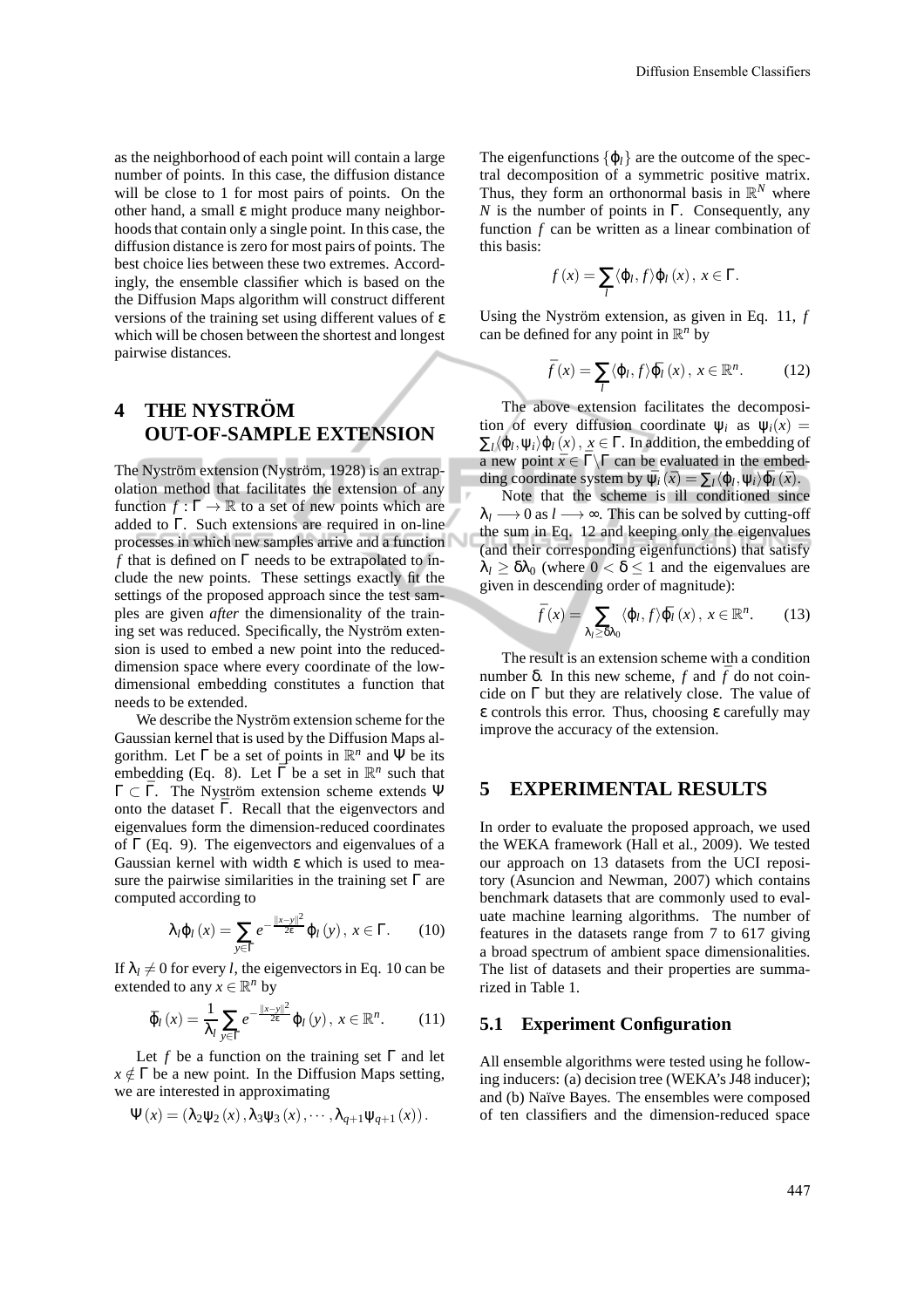as the neighborhood of each point will contain a large number of points. In this case, the diffusion distance will be close to 1 for most pairs of points. On the other hand, a small $\varepsilon$ might produce many neighborhoods that contain only a single point. In this case, the diffusion distance is zero for most pairs of points. The best choice lies between these two extremes. Accordingly, the ensemble classifier which is based on the the Diffusion Maps algorithm will construct different versions of the training set using different values of $\varepsilon$ which will be chosen between the shortest and longest pairwise distances.

# 4 THE NYSTRÖM OUT-OF-SAMPLE EXTENSION

The Nyström extension (Nyström, 1928) is an extrapolation method that facilitates the extension of any function $f : \Gamma \to \mathbb{R}$ to a set of new points which are added to $\Gamma$. Such extensions are required in on-line processes in which new samples arrive and a function $f$ that is defined on $\Gamma$ needs to be extrapolated to include the new points. These settings exactly fit the settings of the proposed approach since the test samples are given *after* the dimensionality of the training set was reduced. Specifically, the Nyström extension is used to embed a new point into the reduced-dimension space where every coordinate of the low-dimensional embedding constitutes a function that needs to be extended.

We describe the Nyström extension scheme for the Gaussian kernel that is used by the Diffusion Maps algorithm. Let $\Gamma$ be a set of points in $\mathbb{R}^n$ and $\Psi$ be its embedding (Eq. 8). Let $\bar{\Gamma}$ be a set in $\mathbb{R}^n$ such that $\Gamma \subset \bar{\Gamma}$. The Nyström extension scheme extends $\Psi$ onto the dataset $\bar{\Gamma}$. Recall that the eigenvectors and eigenvalues form the dimension-reduced coordinates of $\Gamma$ (Eq. 9). The eigenvectors and eigenvalues of a Gaussian kernel with width $\varepsilon$ which is used to measure the pairwise similarities in the training set $\Gamma$ are computed according to

$$\lambda_l \varphi_l(x) = \sum_{y \in \Gamma} e^{-\frac{\|x-y\|^2}{2\varepsilon}} \varphi_l(y), \; x \in \Gamma. \qquad (10)$$

If $\lambda_l \neq 0$ for every $l$, the eigenvectors in Eq. 10 can be extended to any $x \in \mathbb{R}^n$ by

$$\bar{\varphi}_l(x) = \frac{1}{\lambda_l} \sum_{y \in \Gamma} e^{-\frac{\|x-y\|^2}{2\varepsilon}} \varphi_l(y), \; x \in \mathbb{R}^n. \qquad (11)$$

Let $f$ be a function on the training set $\Gamma$ and let $x \notin \Gamma$ be a new point. In the Diffusion Maps setting, we are interested in approximating

$$\Psi(x) = (\lambda_2 \psi_2(x), \lambda_3 \psi_3(x), \cdots, \lambda_{q+1} \psi_{q+1}(x)).$$

The eigenfunctions $\{\varphi_l\}$ are the outcome of the spectral decomposition of a symmetric positive matrix. Thus, they form an orthonormal basis in $\mathbb{R}^N$ where $N$ is the number of points in $\Gamma$. Consequently, any function $f$ can be written as a linear combination of this basis:

$$f(x) = \sum_l \langle \varphi_l, f \rangle \varphi_l(x), \; x \in \Gamma.$$

Using the Nyström extension, as given in Eq. 11, $f$ can be defined for any point in $\mathbb{R}^n$ by

$$\bar{f}(x) = \sum_l \langle \varphi_l, f \rangle \bar{\varphi}_l(x), \; x \in \mathbb{R}^n. \qquad (12)$$

The above extension facilitates the decomposition of every diffusion coordinate $\psi_i$ as $\psi_i(x) = \sum_l \langle \varphi_l, \psi_i \rangle \varphi_l(x), \; x \in \Gamma$. In addition, the embedding of a new point $\bar{x} \in \bar{\Gamma} \backslash \Gamma$ can be evaluated in the embedding coordinate system by $\bar{\psi}_i(\bar{x}) = \sum_l \langle \varphi_l, \psi_i \rangle \bar{\varphi}_l(\bar{x})$.

Note that the scheme is ill conditioned since $\lambda_l \longrightarrow 0$ as $l \longrightarrow \infty$. This can be solved by cutting-off the sum in Eq. 12 and keeping only the eigenvalues (and their corresponding eigenfunctions) that satisfy $\lambda_l \geq \delta\lambda_0$ (where $0 < \delta \leq 1$ and the eigenvalues are given in descending order of magnitude):

$$\bar{f}(x) = \sum_{\lambda_l \geq \delta\lambda_0} \langle \varphi_l, f \rangle \bar{\varphi}_l(x), \; x \in \mathbb{R}^n. \qquad (13)$$

The result is an extension scheme with a condition number $\delta$. In this new scheme, $f$ and $\bar{f}$ do not coincide on $\Gamma$ but they are relatively close. The value of $\varepsilon$ controls this error. Thus, choosing $\varepsilon$ carefully may improve the accuracy of the extension.

# 5 EXPERIMENTAL RESULTS

In order to evaluate the proposed approach, we used the WEKA framework (Hall et al., 2009). We tested our approach on 13 datasets from the UCI repository (Asuncion and Newman, 2007) which contains benchmark datasets that are commonly used to evaluate machine learning algorithms. The number of features in the datasets range from 7 to 617 giving a broad spectrum of ambient space dimensionalities. The list of datasets and their properties are summarized in Table 1.

## 5.1 Experiment Configuration

All ensemble algorithms were tested using he following inducers: (a) decision tree (WEKA's J48 inducer); and (b) Naïve Bayes. The ensembles were composed of ten classifiers and the dimension-reduced space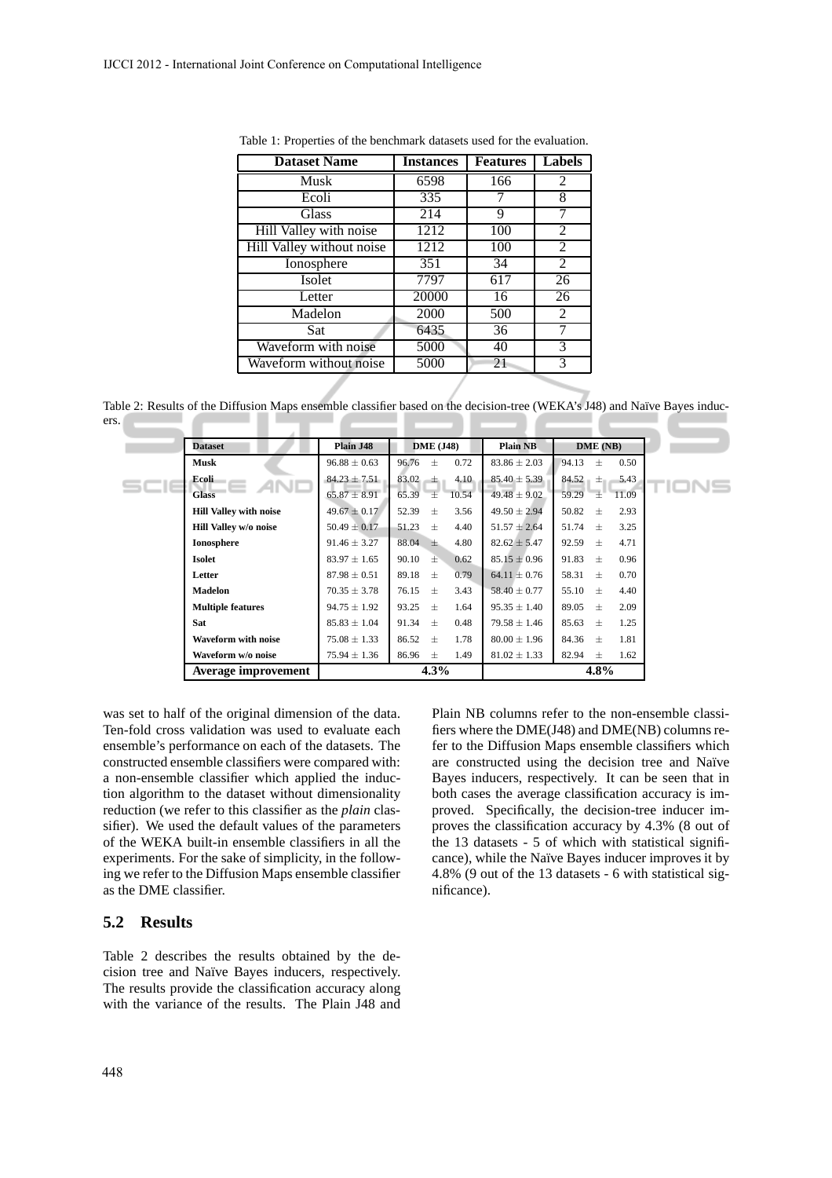Table 1: Properties of the benchmark datasets used for the evaluation.

| Dataset Name | Instances | Features | Labels |
|---|---|---|---|
| Musk | 6598 | 166 | 2 |
| Ecoli | 335 | 7 | 8 |
| Glass | 214 | 9 | 7 |
| Hill Valley with noise | 1212 | 100 | 2 |
| Hill Valley without noise | 1212 | 100 | 2 |
| Ionosphere | 351 | 34 | 2 |
| Isolet | 7797 | 617 | 26 |
| Letter | 20000 | 16 | 26 |
| Madelon | 2000 | 500 | 2 |
| Sat | 6435 | 36 | 7 |
| Waveform with noise | 5000 | 40 | 3 |
| Waveform without noise | 5000 | 21 | 3 |

Table 2: Results of the Diffusion Maps ensemble classifier based on the decision-tree (WEKA's J48) and Naïve Bayes inducers.

| Dataset | Plain J48 | DME (J48) | Plain NB | DME (NB) |
|---|---|---|---|---|
| **Musk** | $96.88 \pm 0.63$ | $96.76 \pm 0.72$ | $83.86 \pm 2.03$ | $94.13 \pm 0.50$ |
| **Ecoli** | $84.23 \pm 7.51$ | $83.02 \pm 4.10$ | $85.40 \pm 5.39$ | $84.52 \pm 5.43$ |
| **Glass** | $65.87 \pm 8.91$ | $65.39 \pm 10.54$ | $49.48 \pm 9.02$ | $59.29 \pm 11.09$ |
| **Hill Valley with noise** | $49.67 \pm 0.17$ | $52.39 \pm 3.56$ | $49.50 \pm 2.94$ | $50.82 \pm 2.93$ |
| **Hill Valley w/o noise** | $50.49 \pm 0.17$ | $51.23 \pm 4.40$ | $51.57 \pm 2.64$ | $51.74 \pm 3.25$ |
| **Ionosphere** | $91.46 \pm 3.27$ | $88.04 \pm 4.80$ | $82.62 \pm 5.47$ | $92.59 \pm 4.71$ |
| **Isolet** | $83.97 \pm 1.65$ | $90.10 \pm 0.62$ | $85.15 \pm 0.96$ | $91.83 \pm 0.96$ |
| **Letter** | $87.98 \pm 0.51$ | $89.18 \pm 0.79$ | $64.11 \pm 0.76$ | $58.31 \pm 0.70$ |
| **Madelon** | $70.35 \pm 3.78$ | $76.15 \pm 3.43$ | $58.40 \pm 0.77$ | $55.10 \pm 4.40$ |
| **Multiple features** | $94.75 \pm 1.92$ | $93.25 \pm 1.64$ | $95.35 \pm 1.40$ | $89.05 \pm 2.09$ |
| **Sat** | $85.83 \pm 1.04$ | $91.34 \pm 0.48$ | $79.58 \pm 1.46$ | $85.63 \pm 1.25$ |
| **Waveform with noise** | $75.08 \pm 1.33$ | $86.52 \pm 1.78$ | $80.00 \pm 1.96$ | $84.36 \pm 1.81$ |
| **Waveform w/o noise** | $75.94 \pm 1.36$ | $86.96 \pm 1.49$ | $81.02 \pm 1.33$ | $82.94 \pm 1.62$ |
| **Average improvement** | **4.3%** | | **4.8%** | |

was set to half of the original dimension of the data. Ten-fold cross validation was used to evaluate each ensemble's performance on each of the datasets. The constructed ensemble classifiers were compared with: a non-ensemble classifier which applied the induction algorithm to the dataset without dimensionality reduction (we refer to this classifier as the *plain* classifier). We used the default values of the parameters of the WEKA built-in ensemble classifiers in all the experiments. For the sake of simplicity, in the following we refer to the Diffusion Maps ensemble classifier as the DME classifier.

## 5.2 Results

Table 2 describes the results obtained by the decision tree and Naïve Bayes inducers, respectively. The results provide the classification accuracy along with the variance of the results. The Plain J48 and Plain NB columns refer to the non-ensemble classifiers where the DME(J48) and DME(NB) columns refer to the Diffusion Maps ensemble classifiers which are constructed using the decision tree and Naïve Bayes inducers, respectively. It can be seen that in both cases the average classification accuracy is improved. Specifically, the decision-tree inducer improves the classification accuracy by 4.3% (8 out of the 13 datasets - 5 of which with statistical significance), while the Naïve Bayes inducer improves it by 4.8% (9 out of the 13 datasets - 6 with statistical significance).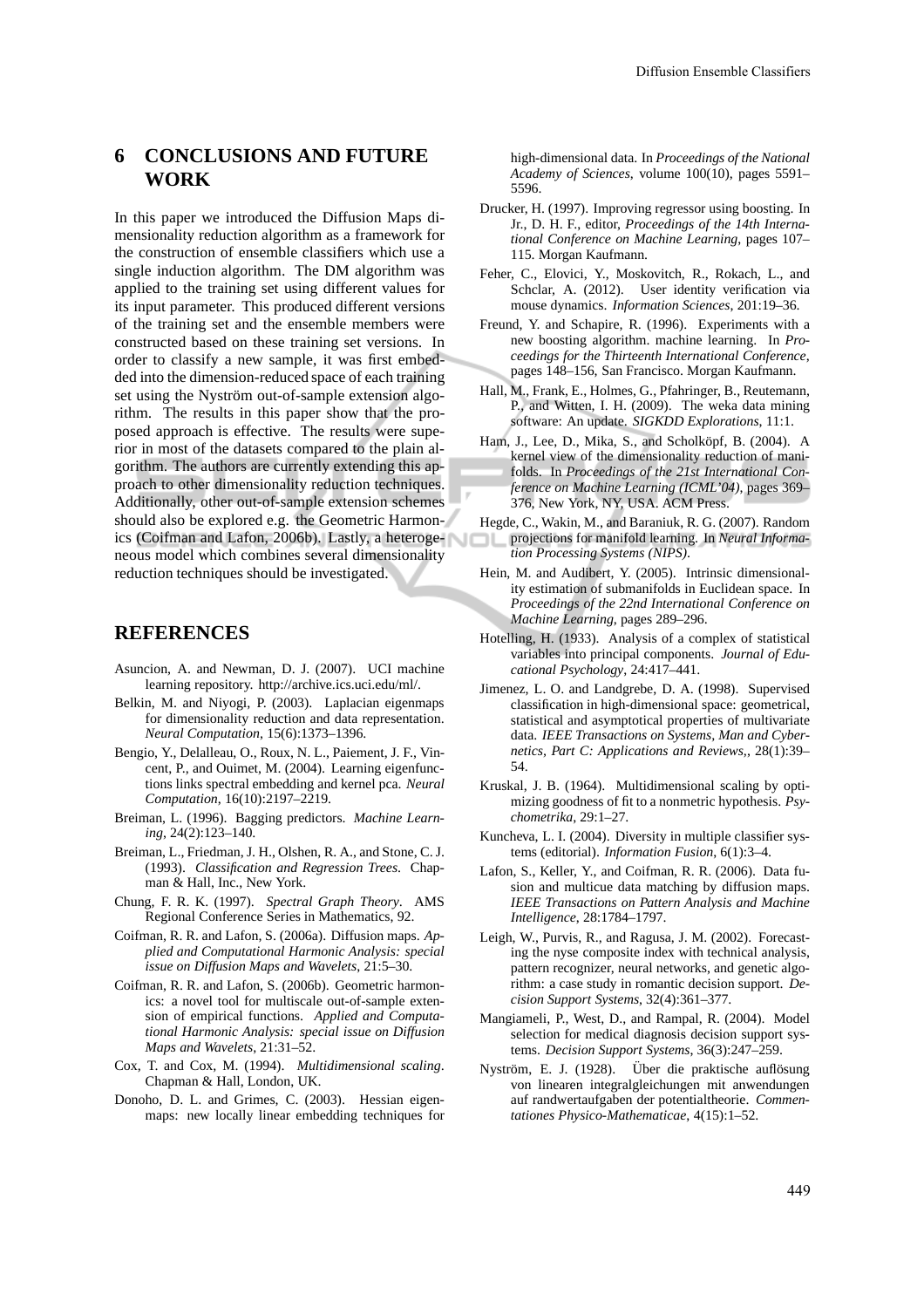## 6 CONCLUSIONS AND FUTURE WORK

In this paper we introduced the Diffusion Maps dimensionality reduction algorithm as a framework for the construction of ensemble classifiers which use a single induction algorithm. The DM algorithm was applied to the training set using different values for its input parameter. This produced different versions of the training set and the ensemble members were constructed based on these training set versions. In order to classify a new sample, it was first embedded into the dimension-reduced space of each training set using the Nyström out-of-sample extension algorithm. The results in this paper show that the proposed approach is effective. The results were superior in most of the datasets compared to the plain algorithm. The authors are currently extending this approach to other dimensionality reduction techniques. Additionally, other out-of-sample extension schemes should also be explored e.g. the Geometric Harmonics (Coifman and Lafon, 2006b). Lastly, a heterogeneous model which combines several dimensionality reduction techniques should be investigated.

## REFERENCES

Asuncion, A. and Newman, D. J. (2007). UCI machine learning repository. http://archive.ics.uci.edu/ml/.

Belkin, M. and Niyogi, P. (2003). Laplacian eigenmaps for dimensionality reduction and data representation. *Neural Computation*, 15(6):1373–1396.

Bengio, Y., Delalleau, O., Roux, N. L., Paiement, J. F., Vincent, P., and Ouimet, M. (2004). Learning eigenfunctions links spectral embedding and kernel pca. *Neural Computation*, 16(10):2197–2219.

Breiman, L. (1996). Bagging predictors. *Machine Learning*, 24(2):123–140.

Breiman, L., Friedman, J. H., Olshen, R. A., and Stone, C. J. (1993). *Classification and Regression Trees*. Chapman & Hall, Inc., New York.

Chung, F. R. K. (1997). *Spectral Graph Theory*. AMS Regional Conference Series in Mathematics, 92.

Coifman, R. R. and Lafon, S. (2006a). Diffusion maps. *Applied and Computational Harmonic Analysis: special issue on Diffusion Maps and Wavelets*, 21:5–30.

Coifman, R. R. and Lafon, S. (2006b). Geometric harmonics: a novel tool for multiscale out-of-sample extension of empirical functions. *Applied and Computational Harmonic Analysis: special issue on Diffusion Maps and Wavelets*, 21:31–52.

Cox, T. and Cox, M. (1994). *Multidimensional scaling*. Chapman & Hall, London, UK.

Donoho, D. L. and Grimes, C. (2003). Hessian eigenmaps: new locally linear embedding techniques for high-dimensional data. In *Proceedings of the National Academy of Sciences*, volume 100(10), pages 5591–5596.

Drucker, H. (1997). Improving regressor using boosting. In Jr., D. H. F., editor, *Proceedings of the 14th International Conference on Machine Learning*, pages 107–115. Morgan Kaufmann.

Feher, C., Elovici, Y., Moskovitch, R., Rokach, L., and Schclar, A. (2012). User identity verification via mouse dynamics. *Information Sciences*, 201:19–36.

Freund, Y. and Schapire, R. (1996). Experiments with a new boosting algorithm. machine learning. In *Proceedings for the Thirteenth International Conference*, pages 148–156, San Francisco. Morgan Kaufmann.

Hall, M., Frank, E., Holmes, G., Pfahringer, B., Reutemann, P., and Witten, I. H. (2009). The weka data mining software: An update. *SIGKDD Explorations*, 11:1.

Ham, J., Lee, D., Mika, S., and Scholköpf, B. (2004). A kernel view of the dimensionality reduction of manifolds. In *Proceedings of the 21st International Conference on Machine Learning (ICML'04)*, pages 369–376, New York, NY, USA. ACM Press.

Hegde, C., Wakin, M., and Baraniuk, R. G. (2007). Random projections for manifold learning. In *Neural Information Processing Systems (NIPS)*.

Hein, M. and Audibert, Y. (2005). Intrinsic dimensionality estimation of submanifolds in Euclidean space. In *Proceedings of the 22nd International Conference on Machine Learning*, pages 289–296.

Hotelling, H. (1933). Analysis of a complex of statistical variables into principal components. *Journal of Educational Psychology*, 24:417–441.

Jimenez, L. O. and Landgrebe, D. A. (1998). Supervised classification in high-dimensional space: geometrical, statistical and asymptotical properties of multivariate data. *IEEE Transactions on Systems, Man and Cybernetics, Part C: Applications and Reviews,*, 28(1):39–54.

Kruskal, J. B. (1964). Multidimensional scaling by optimizing goodness of fit to a nonmetric hypothesis. *Psychometrika*, 29:1–27.

Kuncheva, L. I. (2004). Diversity in multiple classifier systems (editorial). *Information Fusion*, 6(1):3–4.

Lafon, S., Keller, Y., and Coifman, R. R. (2006). Data fusion and multicue data matching by diffusion maps. *IEEE Transactions on Pattern Analysis and Machine Intelligence*, 28:1784–1797.

Leigh, W., Purvis, R., and Ragusa, J. M. (2002). Forecasting the nyse composite index with technical analysis, pattern recognizer, neural networks, and genetic algorithm: a case study in romantic decision support. *Decision Support Systems*, 32(4):361–377.

Mangiameli, P., West, D., and Rampal, R. (2004). Model selection for medical diagnosis decision support systems. *Decision Support Systems*, 36(3):247–259.

Nyström, E. J. (1928). Über die praktische auflösung von linearen integralgleichungen mit anwendungen auf randwertaufgaben der potentialtheorie. *Commentationes Physico-Mathematicae*, 4(15):1–52.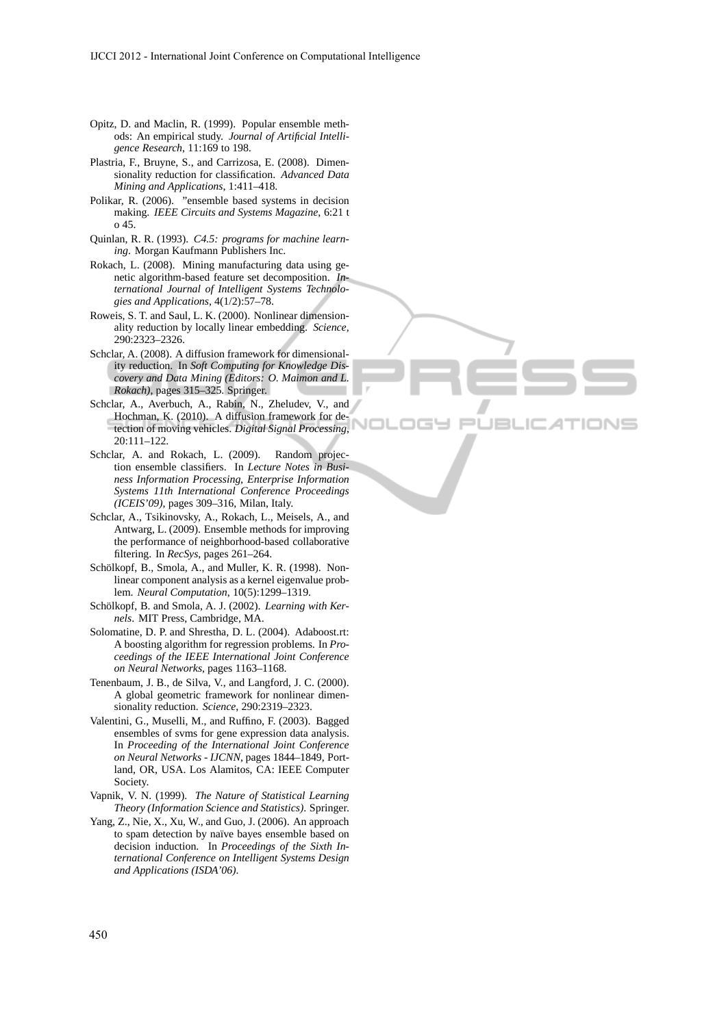Opitz, D. and Maclin, R. (1999). Popular ensemble methods: An empirical study. *Journal of Artificial Intelligence Research*, 11:169 to 198.

Plastria, F., Bruyne, S., and Carrizosa, E. (2008). Dimensionality reduction for classification. *Advanced Data Mining and Applications*, 1:411–418.

Polikar, R. (2006). "ensemble based systems in decision making. *IEEE Circuits and Systems Magazine*, 6:21 t o 45.

Quinlan, R. R. (1993). *C4.5: programs for machine learning*. Morgan Kaufmann Publishers Inc.

Rokach, L. (2008). Mining manufacturing data using genetic algorithm-based feature set decomposition. *International Journal of Intelligent Systems Technologies and Applications*, 4(1/2):57–78.

Roweis, S. T. and Saul, L. K. (2000). Nonlinear dimensionality reduction by locally linear embedding. *Science*, 290:2323–2326.

Schclar, A. (2008). A diffusion framework for dimensionality reduction. In *Soft Computing for Knowledge Discovery and Data Mining (Editors: O. Maimon and L. Rokach)*, pages 315–325. Springer.

Schclar, A., Averbuch, A., Rabin, N., Zheludev, V., and Hochman, K. (2010). A diffusion framework for detection of moving vehicles. *Digital Signal Processing*, 20:111–122.

Schclar, A. and Rokach, L. (2009). Random projection ensemble classifiers. In *Lecture Notes in Business Information Processing, Enterprise Information Systems 11th International Conference Proceedings (ICEIS'09)*, pages 309–316, Milan, Italy.

Schclar, A., Tsikinovsky, A., Rokach, L., Meisels, A., and Antwarg, L. (2009). Ensemble methods for improving the performance of neighborhood-based collaborative filtering. In *RecSys*, pages 261–264.

Schölkopf, B., Smola, A., and Muller, K. R. (1998). Nonlinear component analysis as a kernel eigenvalue problem. *Neural Computation*, 10(5):1299–1319.

Schölkopf, B. and Smola, A. J. (2002). *Learning with Kernels*. MIT Press, Cambridge, MA.

Solomatine, D. P. and Shrestha, D. L. (2004). Adaboost.rt: A boosting algorithm for regression problems. In *Proceedings of the IEEE International Joint Conference on Neural Networks*, pages 1163–1168.

Tenenbaum, J. B., de Silva, V., and Langford, J. C. (2000). A global geometric framework for nonlinear dimensionality reduction. *Science*, 290:2319–2323.

Valentini, G., Muselli, M., and Ruffino, F. (2003). Bagged ensembles of svms for gene expression data analysis. In *Proceeding of the International Joint Conference on Neural Networks - IJCNN*, pages 1844–1849, Portland, OR, USA. Los Alamitos, CA: IEEE Computer Society.

Vapnik, V. N. (1999). *The Nature of Statistical Learning Theory (Information Science and Statistics)*. Springer.

Yang, Z., Nie, X., Xu, W., and Guo, J. (2006). An approach to spam detection by naïve bayes ensemble based on decision induction. In *Proceedings of the Sixth International Conference on Intelligent Systems Design and Applications (ISDA'06)*.